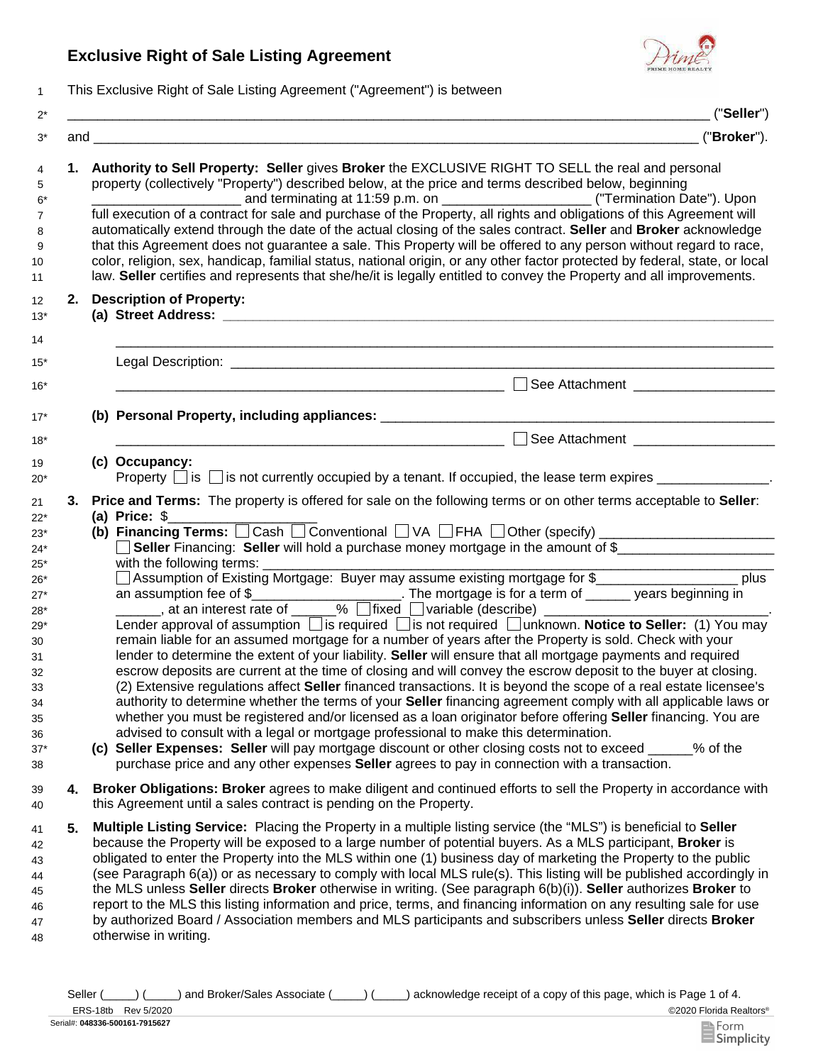# Exclusive Right of Sale Listing Agreement

This Exclusive Right of Sale Listing Agreement ("Agreement") is between

_________________________________________________________________________________ ("**Seller**")

and ______________________________________________________________________________ ("**Broker**").

1. **Authority to Sell Property: Seller** gives **Broker** the EXCLUSIVE RIGHT TO SELL the real and personal property (collectively "Property") described below, at the price and terms described below, beginning ____________________ and terminating at 11:59 p.m. on ____________________ ("Termination Date"). Upon full execution of a contract for sale and purchase of the Property, all rights and obligations of this Agreement will automatically extend through the date of the actual closing of the sales contract. **Seller** and **Broker** acknowledge that this Agreement does not guarantee a sale. This Property will be offered to any person without regard to race, color, religion, sex, handicap, familial status, national origin, or any other factor protected by federal, state, or local law. **Seller** certifies and represents that she/he/it is legally entitled to convey the Property and all improvements.

2. **Description of Property:**
   **(a) Street Address:** ____________________________________________________________

   ____________________________________________________________

   Legal Description: ____________________________________________________________

   ______________________________________________ ☐ See Attachment ____________________

   **(b) Personal Property, including appliances:** ______________________________________________

   ______________________________________________ ☐ See Attachment ____________________

   **(c) Occupancy:**
   Property ☐ is ☐ is not currently occupied by a tenant. If occupied, the lease term expires _______________.

3. **Price and Terms:** The property is offered for sale on the following terms or on other terms acceptable to **Seller**:
   **(a) Price:** $____________________
   **(b) Financing Terms:** ☐ Cash ☐ Conventional ☐ VA ☐ FHA ☐ Other (specify) ________________________
   ☐ **Seller** Financing: **Seller** will hold a purchase money mortgage in the amount of $_____________________ with the following terms: ______________________________________________
   ☐ Assumption of Existing Mortgage: Buyer may assume existing mortgage for $___________________ plus an assumption fee of $____________________. The mortgage is for a term of ______ years beginning in ______, at an interest rate of ______% ☐ fixed ☐ variable (describe) ______________________________.
   Lender approval of assumption ☐ is required ☐ is not required ☐ unknown. **Notice to Seller:** (1) You may remain liable for an assumed mortgage for a number of years after the Property is sold. Check with your lender to determine the extent of your liability. **Seller** will ensure that all mortgage payments and required escrow deposits are current at the time of closing and will convey the escrow deposit to the buyer at closing. (2) Extensive regulations affect **Seller** financed transactions. It is beyond the scope of a real estate licensee's authority to determine whether the terms of your **Seller** financing agreement comply with all applicable laws or whether you must be registered and/or licensed as a loan originator before offering **Seller** financing. You are advised to consult with a legal or mortgage professional to make this determination.
   **(c) Seller Expenses: Seller** will pay mortgage discount or other closing costs not to exceed ______% of the purchase price and any other expenses **Seller** agrees to pay in connection with a transaction.

4. **Broker Obligations: Broker** agrees to make diligent and continued efforts to sell the Property in accordance with this Agreement until a sales contract is pending on the Property.

5. **Multiple Listing Service:** Placing the Property in a multiple listing service (the "MLS") is beneficial to **Seller** because the Property will be exposed to a large number of potential buyers. As a MLS participant, **Broker** is obligated to enter the Property into the MLS within one (1) business day of marketing the Property to the public (see Paragraph 6(a)) or as necessary to comply with local MLS rule(s). This listing will be published accordingly in the MLS unless **Seller** directs **Broker** otherwise in writing. (See paragraph 6(b)(i)). **Seller** authorizes **Broker** to report to the MLS this listing information and price, terms, and financing information on any resulting sale for use by authorized Board / Association members and MLS participants and subscribers unless **Seller** directs **Broker** otherwise in writing.

Seller (_____) (_____) and Broker/Sales Associate (_____) (_____) acknowledge receipt of a copy of this page, which is Page 1 of 4.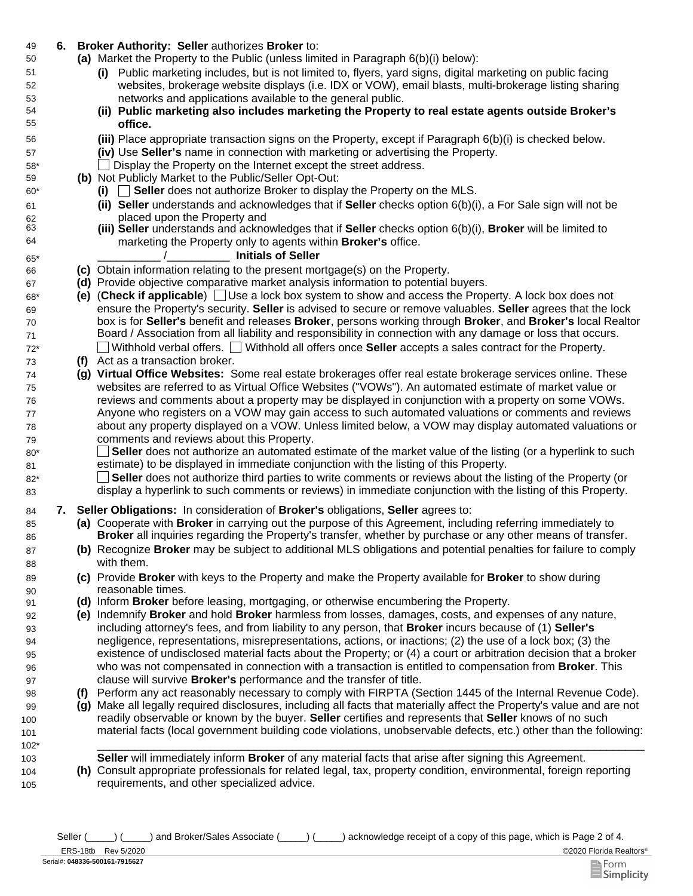**6. Broker Authority: Seller** authorizes **Broker** to:

**(a)** Market the Property to the Public (unless limited in Paragraph 6(b)(i) below):

**(i)** Public marketing includes, but is not limited to, flyers, yard signs, digital marketing on public facing websites, brokerage website displays (i.e. IDX or VOW), email blasts, multi-brokerage listing sharing networks and applications available to the general public.

**(ii) Public marketing also includes marketing the Property to real estate agents outside Broker's office.**

**(iii)** Place appropriate transaction signs on the Property, except if Paragraph 6(b)(i) is checked below.

**(iv)** Use **Seller's** name in connection with marketing or advertising the Property.

☐ Display the Property on the Internet except the street address.

**(b)** Not Publicly Market to the Public/Seller Opt-Out:

**(i)** ☐ **Seller** does not authorize Broker to display the Property on the MLS.

**(ii) Seller** understands and acknowledges that if **Seller** checks option 6(b)(i), a For Sale sign will not be placed upon the Property and

**(iii) Seller** understands and acknowledges that if **Seller** checks option 6(b)(i), **Broker** will be limited to marketing the Property only to agents within **Broker's** office.

__________ /__________ **Initials of Seller**

**(c)** Obtain information relating to the present mortgage(s) on the Property.

**(d)** Provide objective comparative market analysis information to potential buyers.

**(e)** (**Check if applicable**) ☐ Use a lock box system to show and access the Property. A lock box does not ensure the Property's security. **Seller** is advised to secure or remove valuables. **Seller** agrees that the lock box is for **Seller's** benefit and releases **Broker**, persons working through **Broker**, and **Broker's** local Realtor Board / Association from all liability and responsibility in connection with any damage or loss that occurs.

☐ Withhold verbal offers. ☐ Withhold all offers once **Seller** accepts a sales contract for the Property.

**(f)** Act as a transaction broker.

**(g) Virtual Office Websites:** Some real estate brokerages offer real estate brokerage services online. These websites are referred to as Virtual Office Websites ("VOWs"). An automated estimate of market value or reviews and comments about a property may be displayed in conjunction with a property on some VOWs. Anyone who registers on a VOW may gain access to such automated valuations or comments and reviews about any property displayed on a VOW. Unless limited below, a VOW may display automated valuations or comments and reviews about this Property.

☐ **Seller** does not authorize an automated estimate of the market value of the listing (or a hyperlink to such estimate) to be displayed in immediate conjunction with the listing of this Property.

☐ **Seller** does not authorize third parties to write comments or reviews about the listing of the Property (or display a hyperlink to such comments or reviews) in immediate conjunction with the listing of this Property.

**7. Seller Obligations:** In consideration of **Broker's** obligations, **Seller** agrees to:

**(a)** Cooperate with **Broker** in carrying out the purpose of this Agreement, including referring immediately to **Broker** all inquiries regarding the Property's transfer, whether by purchase or any other means of transfer.

**(b)** Recognize **Broker** may be subject to additional MLS obligations and potential penalties for failure to comply with them.

**(c)** Provide **Broker** with keys to the Property and make the Property available for **Broker** to show during reasonable times.

**(d)** Inform **Broker** before leasing, mortgaging, or otherwise encumbering the Property.

**(e)** Indemnify **Broker** and hold **Broker** harmless from losses, damages, costs, and expenses of any nature, including attorney's fees, and from liability to any person, that **Broker** incurs because of (1) **Seller's** negligence, representations, misrepresentations, actions, or inactions; (2) the use of a lock box; (3) the existence of undisclosed material facts about the Property; or (4) a court or arbitration decision that a broker who was not compensated in connection with a transaction is entitled to compensation from **Broker**. This clause will survive **Broker's** performance and the transfer of title.

**(f)** Perform any act reasonably necessary to comply with FIRPTA (Section 1445 of the Internal Revenue Code).

**(g)** Make all legally required disclosures, including all facts that materially affect the Property's value and are not readily observable or known by the buyer. **Seller** certifies and represents that **Seller** knows of no such material facts (local government building code violations, unobservable defects, etc.) other than the following:

______________________________________________________________________________

**Seller** will immediately inform **Broker** of any material facts that arise after signing this Agreement.

**(h)** Consult appropriate professionals for related legal, tax, property condition, environmental, foreign reporting requirements, and other specialized advice.

Seller (_____) (_____) and Broker/Sales Associate (_____) (_____) acknowledge receipt of a copy of this page, which is Page 2 of 4.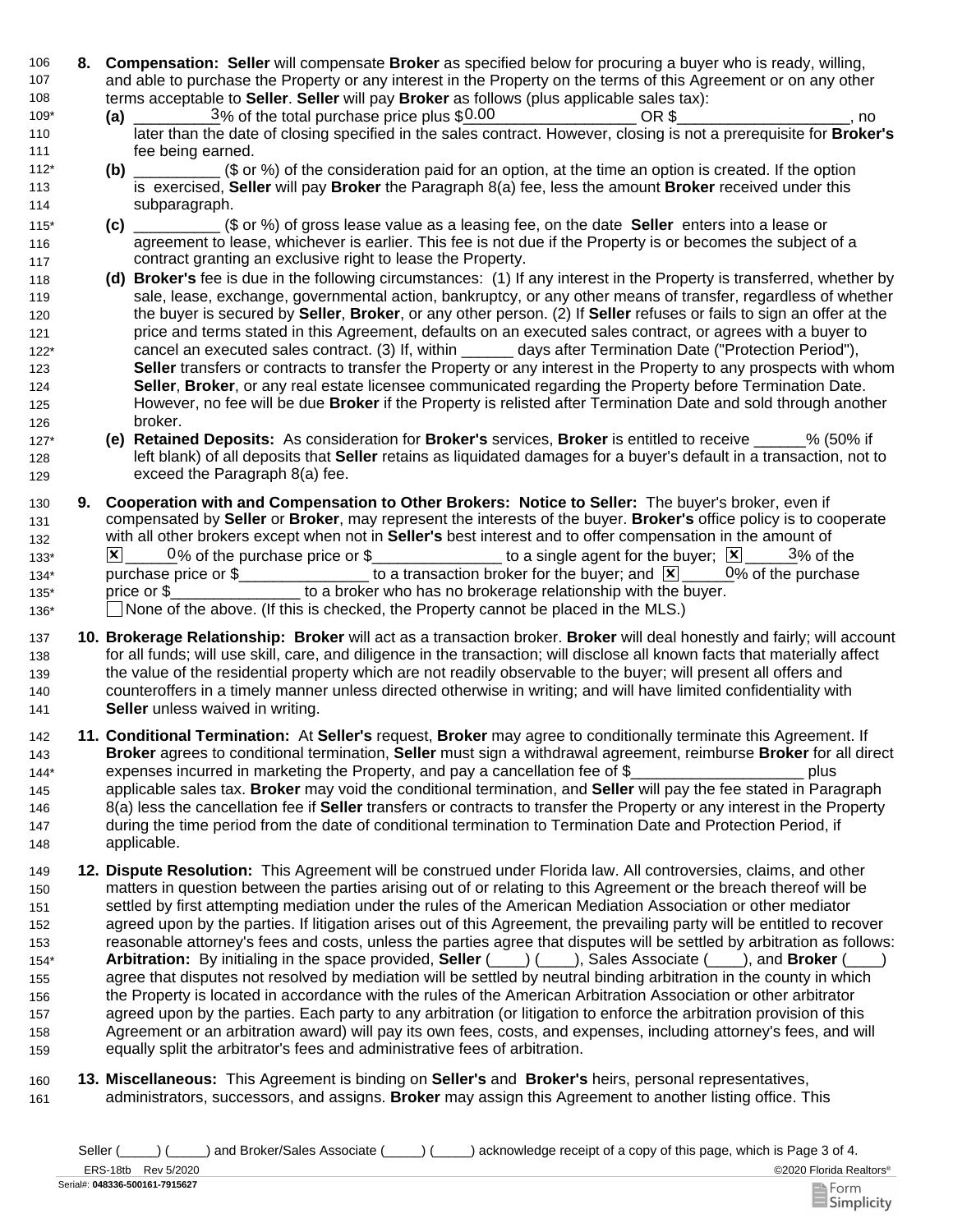**8. Compensation:** **Seller** will compensate **Broker** as specified below for procuring a buyer who is ready, willing, and able to purchase the Property or any interest in the Property on the terms of this Agreement or on any other terms acceptable to **Seller**. **Seller** will pay **Broker** as follows (plus applicable sales tax):

**(a)** ________3% of the total purchase price plus $0.00____________________ OR $____________________, no later than the date of closing specified in the sales contract. However, closing is not a prerequisite for **Broker's** fee being earned.

**(b)** __________ ($ or %) of the consideration paid for an option, at the time an option is created. If the option is exercised, **Seller** will pay **Broker** the Paragraph 8(a) fee, less the amount **Broker** received under this subparagraph.

**(c)** __________ ($ or %) of gross lease value as a leasing fee, on the date **Seller** enters into a lease or agreement to lease, whichever is earlier. This fee is not due if the Property is or becomes the subject of a contract granting an exclusive right to lease the Property.

**(d) Broker's** fee is due in the following circumstances: (1) If any interest in the Property is transferred, whether by sale, lease, exchange, governmental action, bankruptcy, or any other means of transfer, regardless of whether the buyer is secured by **Seller**, **Broker**, or any other person. (2) If **Seller** refuses or fails to sign an offer at the price and terms stated in this Agreement, defaults on an executed sales contract, or agrees with a buyer to cancel an executed sales contract. (3) If, within ______ days after Termination Date ("Protection Period"), **Seller** transfers or contracts to transfer the Property or any interest in the Property to any prospects with whom **Seller**, **Broker**, or any real estate licensee communicated regarding the Property before Termination Date. However, no fee will be due **Broker** if the Property is relisted after Termination Date and sold through another broker.

**(e) Retained Deposits:** As consideration for **Broker's** services, **Broker** is entitled to receive ______% (50% if left blank) of all deposits that **Seller** retains as liquidated damages for a buyer's default in a transaction, not to exceed the Paragraph 8(a) fee.

**9. Cooperation with and Compensation to Other Brokers: Notice to Seller:** The buyer's broker, even if compensated by **Seller** or **Broker**, may represent the interests of the buyer. **Broker's** office policy is to cooperate with all other brokers except when not in **Seller's** best interest and to offer compensation in the amount of
☒ _____0% of the purchase price or $_______________ to a single agent for the buyer; ☒ _____3% of the purchase price or $_______________ to a transaction broker for the buyer; and ☒ _____0% of the purchase price or $_______________ to a broker who has no brokerage relationship with the buyer.
☐ None of the above. (If this is checked, the Property cannot be placed in the MLS.)

**10. Brokerage Relationship: Broker** will act as a transaction broker. **Broker** will deal honestly and fairly; will account for all funds; will use skill, care, and diligence in the transaction; will disclose all known facts that materially affect the value of the residential property which are not readily observable to the buyer; will present all offers and counteroffers in a timely manner unless directed otherwise in writing; and will have limited confidentiality with **Seller** unless waived in writing.

**11. Conditional Termination:** At **Seller's** request, **Broker** may agree to conditionally terminate this Agreement. If **Broker** agrees to conditional termination, **Seller** must sign a withdrawal agreement, reimburse **Broker** for all direct expenses incurred in marketing the Property, and pay a cancellation fee of $____________________ plus applicable sales tax. **Broker** may void the conditional termination, and **Seller** will pay the fee stated in Paragraph 8(a) less the cancellation fee if **Seller** transfers or contracts to transfer the Property or any interest in the Property during the time period from the date of conditional termination to Termination Date and Protection Period, if applicable.

**12. Dispute Resolution:** This Agreement will be construed under Florida law. All controversies, claims, and other matters in question between the parties arising out of or relating to this Agreement or the breach thereof will be settled by first attempting mediation under the rules of the American Mediation Association or other mediator agreed upon by the parties. If litigation arises out of this Agreement, the prevailing party will be entitled to recover reasonable attorney's fees and costs, unless the parties agree that disputes will be settled by arbitration as follows: **Arbitration:** By initialing in the space provided, **Seller** (____) (____), Sales Associate (____), and **Broker** (____) agree that disputes not resolved by mediation will be settled by neutral binding arbitration in the county in which the Property is located in accordance with the rules of the American Arbitration Association or other arbitrator agreed upon by the parties. Each party to any arbitration (or litigation to enforce the arbitration provision of this Agreement or an arbitration award) will pay its own fees, costs, and expenses, including attorney's fees, and will equally split the arbitrator's fees and administrative fees of arbitration.

**13. Miscellaneous:** This Agreement is binding on **Seller's** and **Broker's** heirs, personal representatives, administrators, successors, and assigns. **Broker** may assign this Agreement to another listing office. This

Seller (_____) (_____) and Broker/Sales Associate (_____) (_____) acknowledge receipt of a copy of this page, which is Page 3 of 4.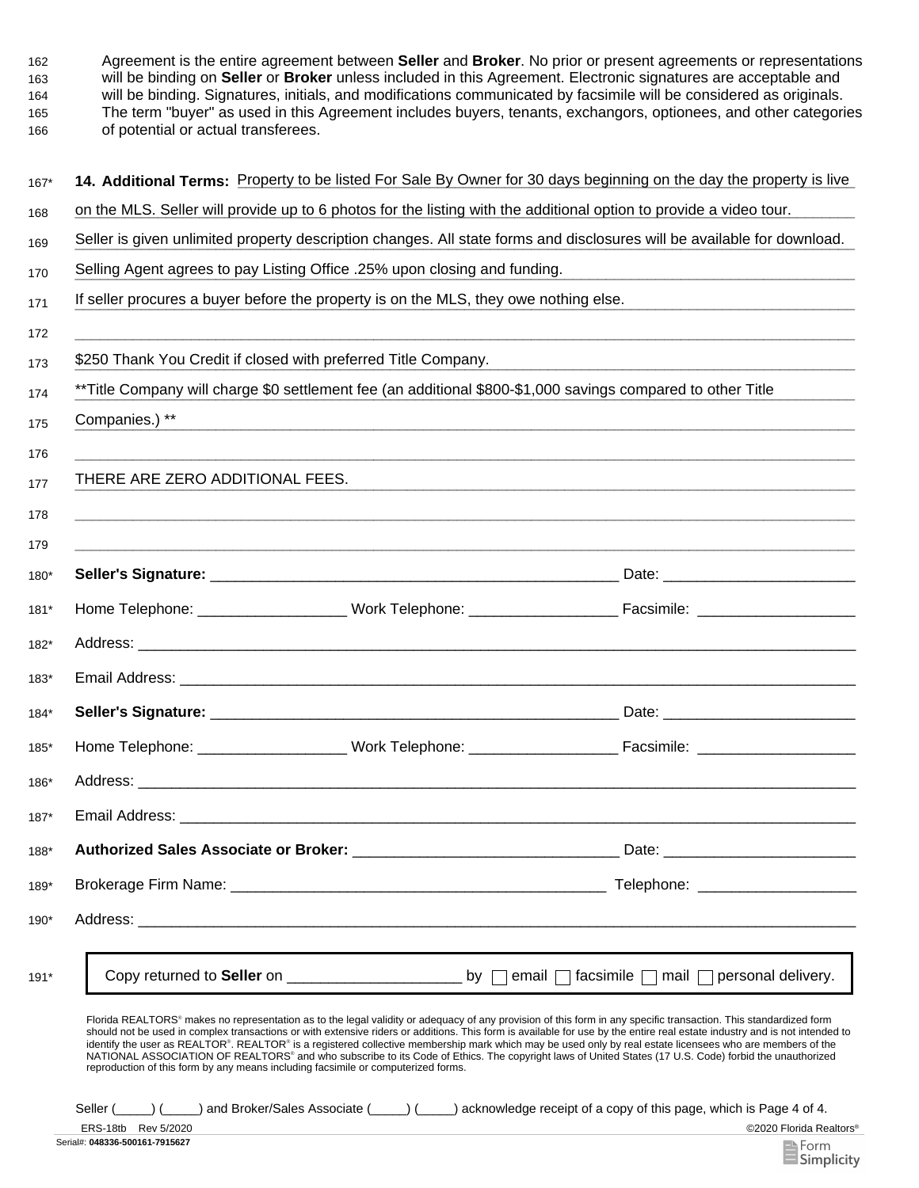162 Agreement is the entire agreement between **Seller** and **Broker**. No prior or present agreements or representations
163 will be binding on **Seller** or **Broker** unless included in this Agreement. Electronic signatures are acceptable and
164 will be binding. Signatures, initials, and modifications communicated by facsimile will be considered as originals.
165 The term "buyer" as used in this Agreement includes buyers, tenants, exchangors, optionees, and other categories
166 of potential or actual transferees.

167* **14. Additional Terms:** Property to be listed For Sale By Owner for 30 days beginning on the day the property is live
168 on the MLS. Seller will provide up to 6 photos for the listing with the additional option to provide a video tour.
169 Seller is given unlimited property description changes. All state forms and disclosures will be available for download.
170 Selling Agent agrees to pay Listing Office .25% upon closing and funding.
171 If seller procures a buyer before the property is on the MLS, they owe nothing else.
172 ______________________________________________________________________________
173 $250 Thank You Credit if closed with preferred Title Company.
174 **Title Company will charge $0 settlement fee (an additional $800-$1,000 savings compared to other Title
175 Companies.) **
176 ______________________________________________________________________________
177 THERE ARE ZERO ADDITIONAL FEES.
178 ______________________________________________________________________________
179 ______________________________________________________________________________

180* **Seller's Signature:** ________________________________________ Date: ____________________
181* Home Telephone: _______________ Work Telephone: _______________ Facsimile: _______________
182* Address: ______________________________________________________________________
183* Email Address: _________________________________________________________________
184* **Seller's Signature:** ________________________________________ Date: ____________________
185* Home Telephone: _______________ Work Telephone: _______________ Facsimile: _______________
186* Address: ______________________________________________________________________
187* Email Address: _________________________________________________________________
188* **Authorized Sales Associate or Broker:** ___________________________ Date: ____________________
189* Brokerage Firm Name: ______________________________________ Telephone: _______________
190* Address: ______________________________________________________________________

191* Copy returned to **Seller** on ____________________ by ☐ email ☐ facsimile ☐ mail ☐ personal delivery.

Florida REALTORS® makes no representation as to the legal validity or adequacy of any provision of this form in any specific transaction. This standardized form should not be used in complex transactions or with extensive riders or additions. This form is available for use by the entire real estate industry and is not intended to identify the user as REALTOR®. REALTOR® is a registered collective membership mark which may be used only by real estate licensees who are members of the NATIONAL ASSOCIATION OF REALTORS® and who subscribe to its Code of Ethics. The copyright laws of United States (17 U.S. Code) forbid the unauthorized reproduction of this form by any means including facsimile or computerized forms.

Seller (_____) (_____) and Broker/Sales Associate (_____) (_____) acknowledge receipt of a copy of this page, which is Page 4 of 4.

ERS-18tb Rev 5/2020 ©2020 Florida Realtors®

Serial#: 048336-500161-7915627